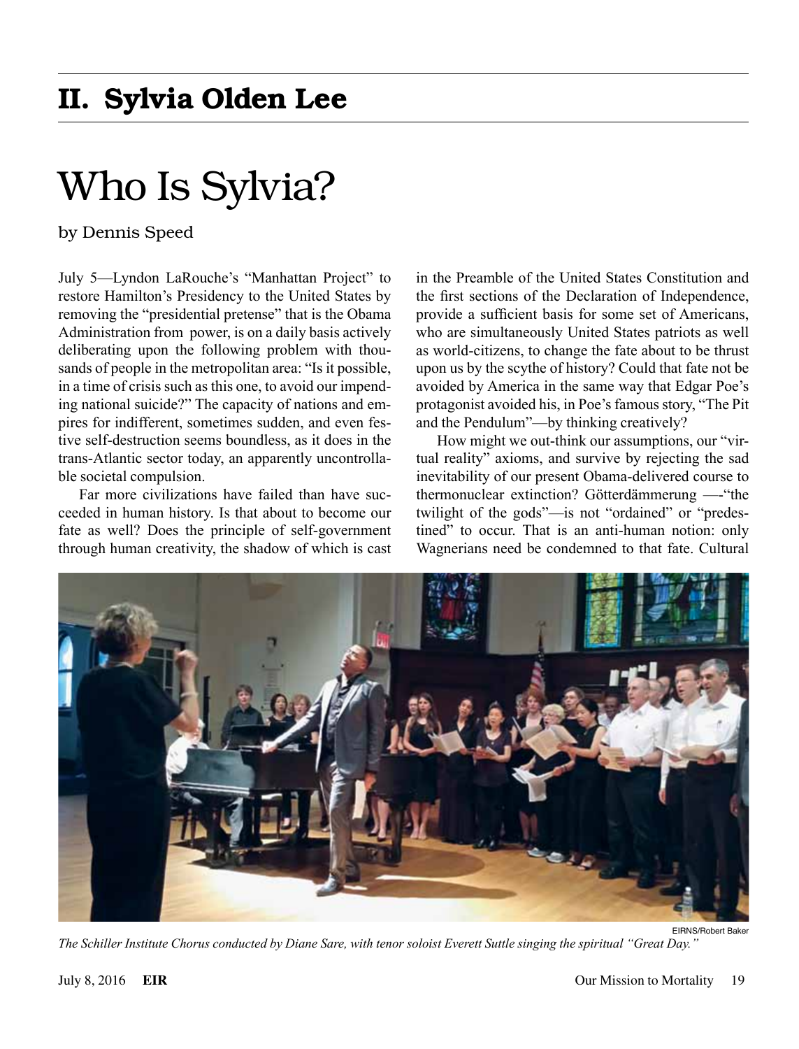## II. Sylvia Olden Lee

# Who Is Sylvia?

by Dennis Speed

July 5—Lyndon LaRouche's "Manhattan Project" to restore Hamilton's Presidency to the United States by removing the "presidential pretense" that is the Obama Administration from power, is on a daily basis actively deliberating upon the following problem with thousands of people in the metropolitan area: "Is it possible, in a time of crisis such as this one, to avoid our impending national suicide?" The capacity of nations and empires for indifferent, sometimes sudden, and even festive self-destruction seems boundless, as it does in the trans-Atlantic sector today, an apparently uncontrollable societal compulsion.

Far more civilizations have failed than have succeeded in human history. Is that about to become our fate as well? Does the principle of self-government through human creativity, the shadow of which is cast in the Preamble of the United States Constitution and the first sections of the Declaration of Independence, provide a sufficient basis for some set of Americans, who are simultaneously United States patriots as well as world-citizens, to change the fate about to be thrust upon us by the scythe of history? Could that fate not be avoided by America in the same way that Edgar Poe's protagonist avoided his, in Poe's famous story, "The Pit and the Pendulum"—by thinking creatively?

How might we out-think our assumptions, our "virtual reality" axioms, and survive by rejecting the sad inevitability of our present Obama-delivered course to thermonuclear extinction? Götterdämmerung —-"the twilight of the gods"—is not "ordained" or "predestined" to occur. That is an anti-human notion: only Wagnerians need be condemned to that fate. Cultural

EIRNS/Robert Baker

*The Schiller Institute Chorus conducted by Diane Sare, with tenor soloist Everett Suttle singing the spiritual "Great Day."*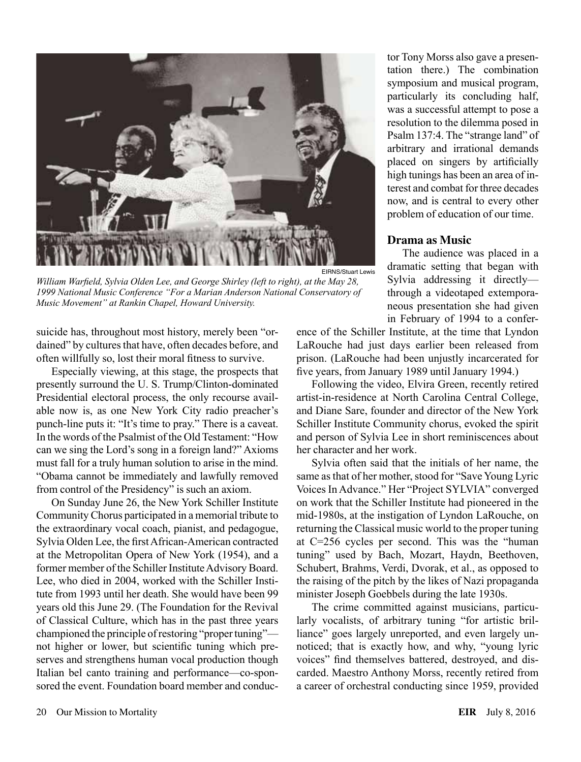EIRNS/Stuart Lewis

*William Warfield, Sylvia Olden Lee, and George Shirley (left to right), at the May 28, 1999 National Music Conference "For a Marian Anderson National Conservatory of Music Movement" at Rankin Chapel, Howard University.*

suicide has, throughout most history, merely been "ordained" by cultures that have, often decades before, and often willfully so, lost their moral fitness to survive.

Especially viewing, at this stage, the prospects that presently surround the U. S. Trump/Clinton-dominated Presidential electoral process, the only recourse available now is, as one New York City radio preacher's punch-line puts it: "It's time to pray." There is a caveat. In the words of the Psalmist of the Old Testament: "How can we sing the Lord's song in a foreign land?" Axioms must fall for a truly human solution to arise in the mind. "Obama cannot be immediately and lawfully removed from control of the Presidency" is such an axiom.

On Sunday June 26, the New York Schiller Institute Community Chorus participated in a memorial tribute to the extraordinary vocal coach, pianist, and pedagogue, Sylvia Olden Lee, the first African-American contracted at the Metropolitan Opera of New York (1954), and a former member of the Schiller Institute Advisory Board. Lee, who died in 2004, worked with the Schiller Institute from 1993 until her death. She would have been 99 years old this June 29. (The Foundation for the Revival of Classical Culture, which has in the past three years championed the principle of restoring "proper tuning"—not higher or lower, but scientific tuning which preserves and strengthens human vocal production though Italian bel canto training and performance—co-sponsored the event. Foundation board member and conductor Tony Morss also gave a presentation there.) The combination symposium and musical program, particularly its concluding half, was a successful attempt to pose a resolution to the dilemma posed in Psalm 137:4. The "strange land" of arbitrary and irrational demands placed on singers by artificially high tunings has been an area of interest and combat for three decades now, and is central to every other problem of education of our time.

## Drama as Music

The audience was placed in a dramatic setting that began with Sylvia addressing it directly—through a videotaped extemporaneous presentation she had given in February of 1994 to a conference of the Schiller Institute, at the time that Lyndon LaRouche had just days earlier been released from prison. (LaRouche had been unjustly incarcerated for five years, from January 1989 until January 1994.)

Following the video, Elvira Green, recently retired artist-in-residence at North Carolina Central College, and Diane Sare, founder and director of the New York Schiller Institute Community chorus, evoked the spirit and person of Sylvia Lee in short reminiscences about her character and her work.

Sylvia often said that the initials of her name, the same as that of her mother, stood for "Save Young Lyric Voices In Advance." Her "Project SYLVIA" converged on work that the Schiller Institute had pioneered in the mid-1980s, at the instigation of Lyndon LaRouche, on returning the Classical music world to the proper tuning at C=256 cycles per second. This was the "human tuning" used by Bach, Mozart, Haydn, Beethoven, Schubert, Brahms, Verdi, Dvorak, et al., as opposed to the raising of the pitch by the likes of Nazi propaganda minister Joseph Goebbels during the late 1930s.

The crime committed against musicians, particularly vocalists, of arbitrary tuning "for artistic brilliance" goes largely unreported, and even largely unnoticed; that is exactly how, and why, "young lyric voices" find themselves battered, destroyed, and discarded. Maestro Anthony Morss, recently retired from a career of orchestral conducting since 1959, provided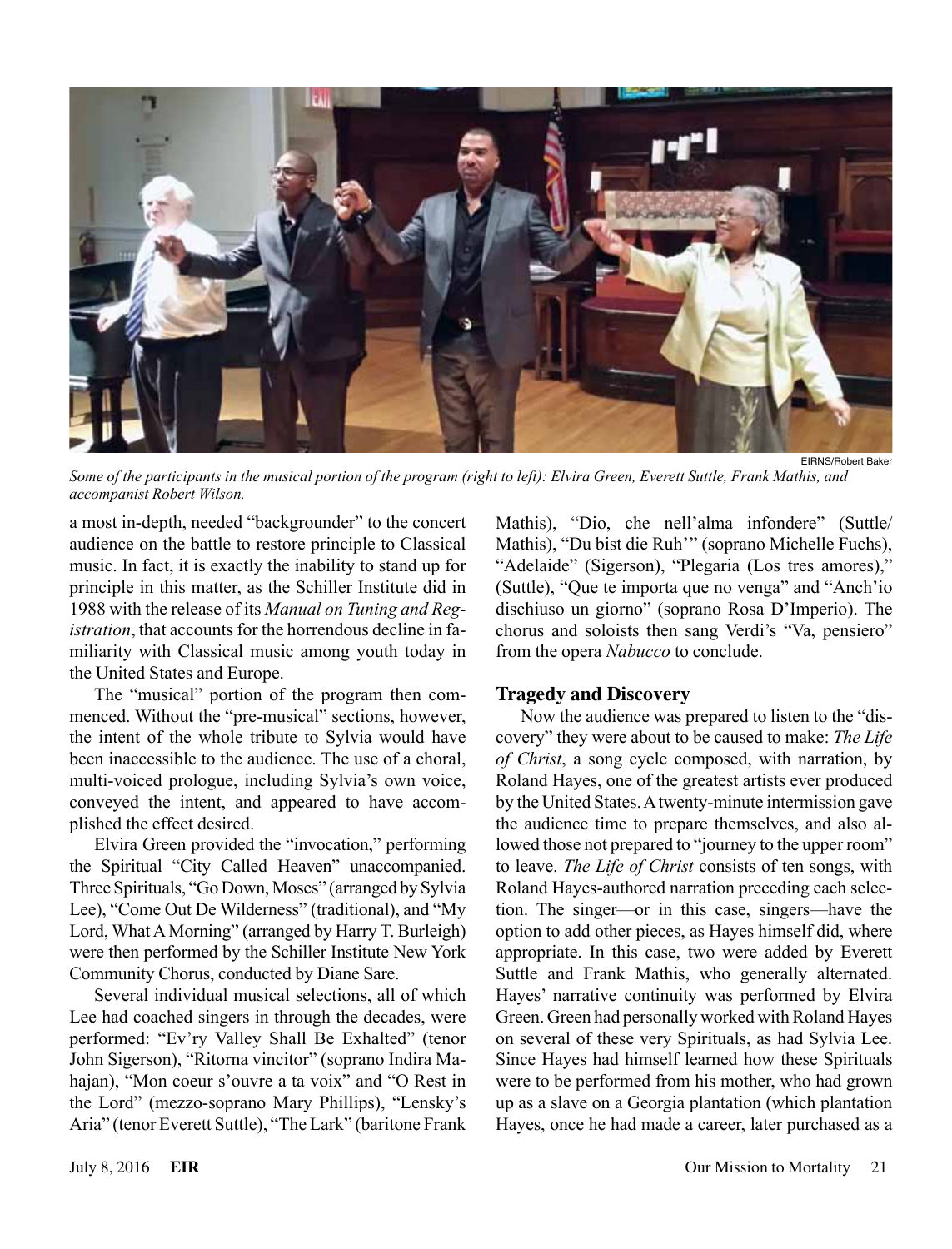EIRNS/Robert Baker

*Some of the participants in the musical portion of the program (right to left): Elvira Green, Everett Suttle, Frank Mathis, and accompanist Robert Wilson.*

a most in-depth, needed "backgrounder" to the concert audience on the battle to restore principle to Classical music. In fact, it is exactly the inability to stand up for principle in this matter, as the Schiller Institute did in 1988 with the release of its *Manual on Tuning and Registration*, that accounts for the horrendous decline in familiarity with Classical music among youth today in the United States and Europe.

The "musical" portion of the program then commenced. Without the "pre-musical" sections, however, the intent of the whole tribute to Sylvia would have been inaccessible to the audience. The use of a choral, multi-voiced prologue, including Sylvia's own voice, conveyed the intent, and appeared to have accomplished the effect desired.

Elvira Green provided the "invocation," performing the Spiritual "City Called Heaven" unaccompanied. Three Spirituals, "Go Down, Moses" (arranged by Sylvia Lee), "Come Out De Wilderness" (traditional), and "My Lord, What A Morning" (arranged by Harry T. Burleigh) were then performed by the Schiller Institute New York Community Chorus, conducted by Diane Sare.

Several individual musical selections, all of which Lee had coached singers in through the decades, were performed: "Ev'ry Valley Shall Be Exhalted" (tenor John Sigerson), "Ritorna vincitor" (soprano Indira Mahajan), "Mon coeur s'ouvre a ta voix" and "O Rest in the Lord" (mezzo-soprano Mary Phillips), "Lensky's Aria" (tenor Everett Suttle), "The Lark" (baritone Frank Mathis), "Dio, che nell'alma infondere" (Suttle/Mathis), "Du bist die Ruh'" (soprano Michelle Fuchs), "Adelaide" (Sigerson), "Plegaria (Los tres amores)," (Suttle), "Que te importa que no venga" and "Anch'io dischiuso un giorno" (soprano Rosa D'Imperio). The chorus and soloists then sang Verdi's "Va, pensiero" from the opera *Nabucco* to conclude.

## Tragedy and Discovery

Now the audience was prepared to listen to the "discovery" they were about to be caused to make: *The Life of Christ*, a song cycle composed, with narration, by Roland Hayes, one of the greatest artists ever produced by the United States. A twenty-minute intermission gave the audience time to prepare themselves, and also allowed those not prepared to "journey to the upper room" to leave. *The Life of Christ* consists of ten songs, with Roland Hayes-authored narration preceding each selection. The singer—or in this case, singers—have the option to add other pieces, as Hayes himself did, where appropriate. In this case, two were added by Everett Suttle and Frank Mathis, who generally alternated. Hayes' narrative continuity was performed by Elvira Green. Green had personally worked with Roland Hayes on several of these very Spirituals, as had Sylvia Lee. Since Hayes had himself learned how these Spirituals were to be performed from his mother, who had grown up as a slave on a Georgia plantation (which plantation Hayes, once he had made a career, later purchased as a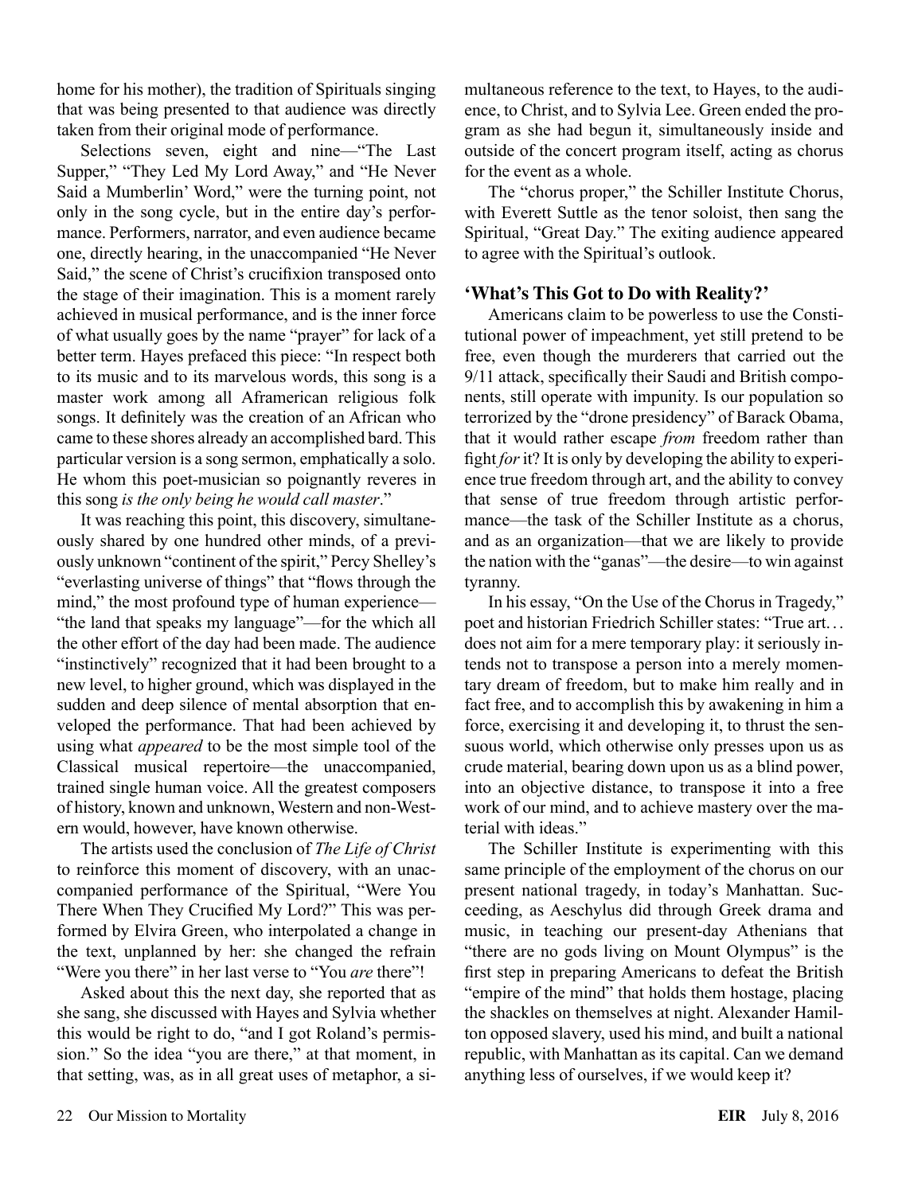home for his mother), the tradition of Spirituals singing that was being presented to that audience was directly taken from their original mode of performance.

Selections seven, eight and nine—"The Last Supper," "They Led My Lord Away," and "He Never Said a Mumberlin' Word," were the turning point, not only in the song cycle, but in the entire day's performance. Performers, narrator, and even audience became one, directly hearing, in the unaccompanied "He Never Said," the scene of Christ's crucifixion transposed onto the stage of their imagination. This is a moment rarely achieved in musical performance, and is the inner force of what usually goes by the name "prayer" for lack of a better term. Hayes prefaced this piece: "In respect both to its music and to its marvelous words, this song is a master work among all Aframerican religious folk songs. It definitely was the creation of an African who came to these shores already an accomplished bard. This particular version is a song sermon, emphatically a solo. He whom this poet-musician so poignantly reveres in this song *is the only being he would call master*."

It was reaching this point, this discovery, simultaneously shared by one hundred other minds, of a previously unknown "continent of the spirit," Percy Shelley's "everlasting universe of things" that "flows through the mind," the most profound type of human experience—"the land that speaks my language"—for the which all the other effort of the day had been made. The audience "instinctively" recognized that it had been brought to a new level, to higher ground, which was displayed in the sudden and deep silence of mental absorption that enveloped the performance. That had been achieved by using what *appeared* to be the most simple tool of the Classical musical repertoire—the unaccompanied, trained single human voice. All the greatest composers of history, known and unknown, Western and non-Western would, however, have known otherwise.

The artists used the conclusion of *The Life of Christ* to reinforce this moment of discovery, with an unaccompanied performance of the Spiritual, "Were You There When They Crucified My Lord?" This was performed by Elvira Green, who interpolated a change in the text, unplanned by her: she changed the refrain "Were you there" in her last verse to "You *are* there"!

Asked about this the next day, she reported that as she sang, she discussed with Hayes and Sylvia whether this would be right to do, "and I got Roland's permission." So the idea "you are there," at that moment, in that setting, was, as in all great uses of metaphor, a simultaneous reference to the text, to Hayes, to the audience, to Christ, and to Sylvia Lee. Green ended the program as she had begun it, simultaneously inside and outside of the concert program itself, acting as chorus for the event as a whole.

The "chorus proper," the Schiller Institute Chorus, with Everett Suttle as the tenor soloist, then sang the Spiritual, "Great Day." The exiting audience appeared to agree with the Spiritual's outlook.

## 'What's This Got to Do with Reality?'

Americans claim to be powerless to use the Constitutional power of impeachment, yet still pretend to be free, even though the murderers that carried out the 9/11 attack, specifically their Saudi and British components, still operate with impunity. Is our population so terrorized by the "drone presidency" of Barack Obama, that it would rather escape *from* freedom rather than fight *for* it? It is only by developing the ability to experience true freedom through art, and the ability to convey that sense of true freedom through artistic performance—the task of the Schiller Institute as a chorus, and as an organization—that we are likely to provide the nation with the "ganas"—the desire—to win against tyranny.

In his essay, "On the Use of the Chorus in Tragedy," poet and historian Friedrich Schiller states: "True art... does not aim for a mere temporary play: it seriously intends not to transpose a person into a merely momentary dream of freedom, but to make him really and in fact free, and to accomplish this by awakening in him a force, exercising it and developing it, to thrust the sensuous world, which otherwise only presses upon us as crude material, bearing down upon us as a blind power, into an objective distance, to transpose it into a free work of our mind, and to achieve mastery over the material with ideas."

The Schiller Institute is experimenting with this same principle of the employment of the chorus on our present national tragedy, in today's Manhattan. Succeeding, as Aeschylus did through Greek drama and music, in teaching our present-day Athenians that "there are no gods living on Mount Olympus" is the first step in preparing Americans to defeat the British "empire of the mind" that holds them hostage, placing the shackles on themselves at night. Alexander Hamilton opposed slavery, used his mind, and built a national republic, with Manhattan as its capital. Can we demand anything less of ourselves, if we would keep it?